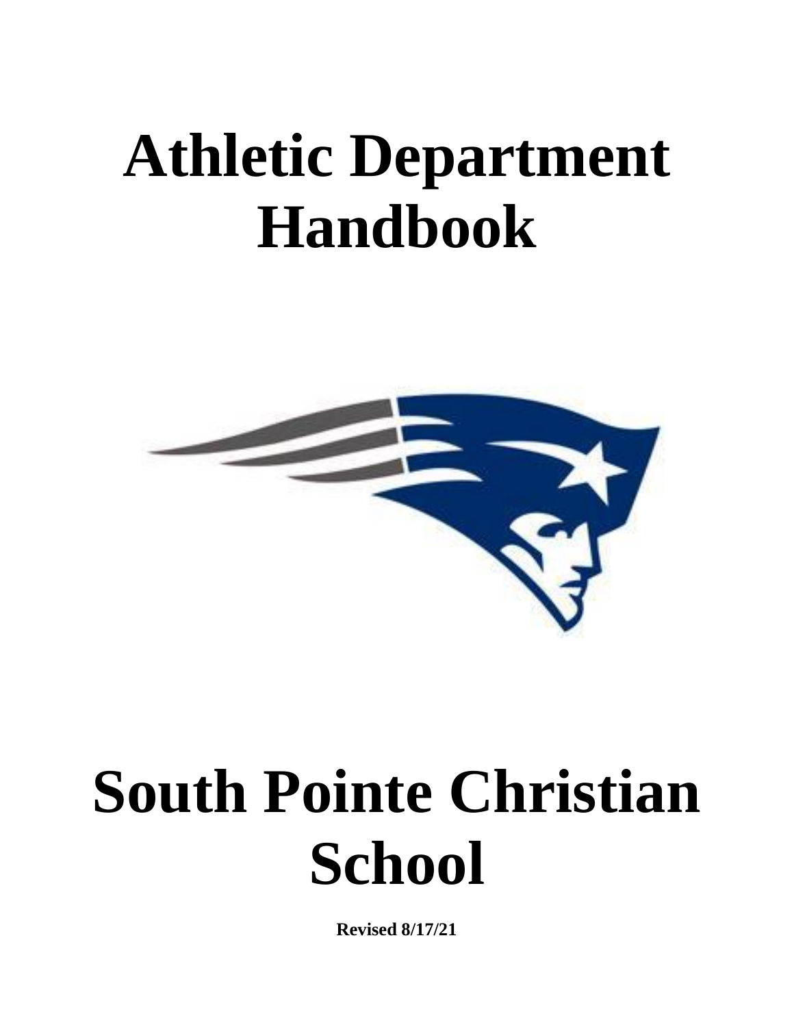# Athletic Department Handbook

# South Pointe Christian School

**Revised 8/17/21**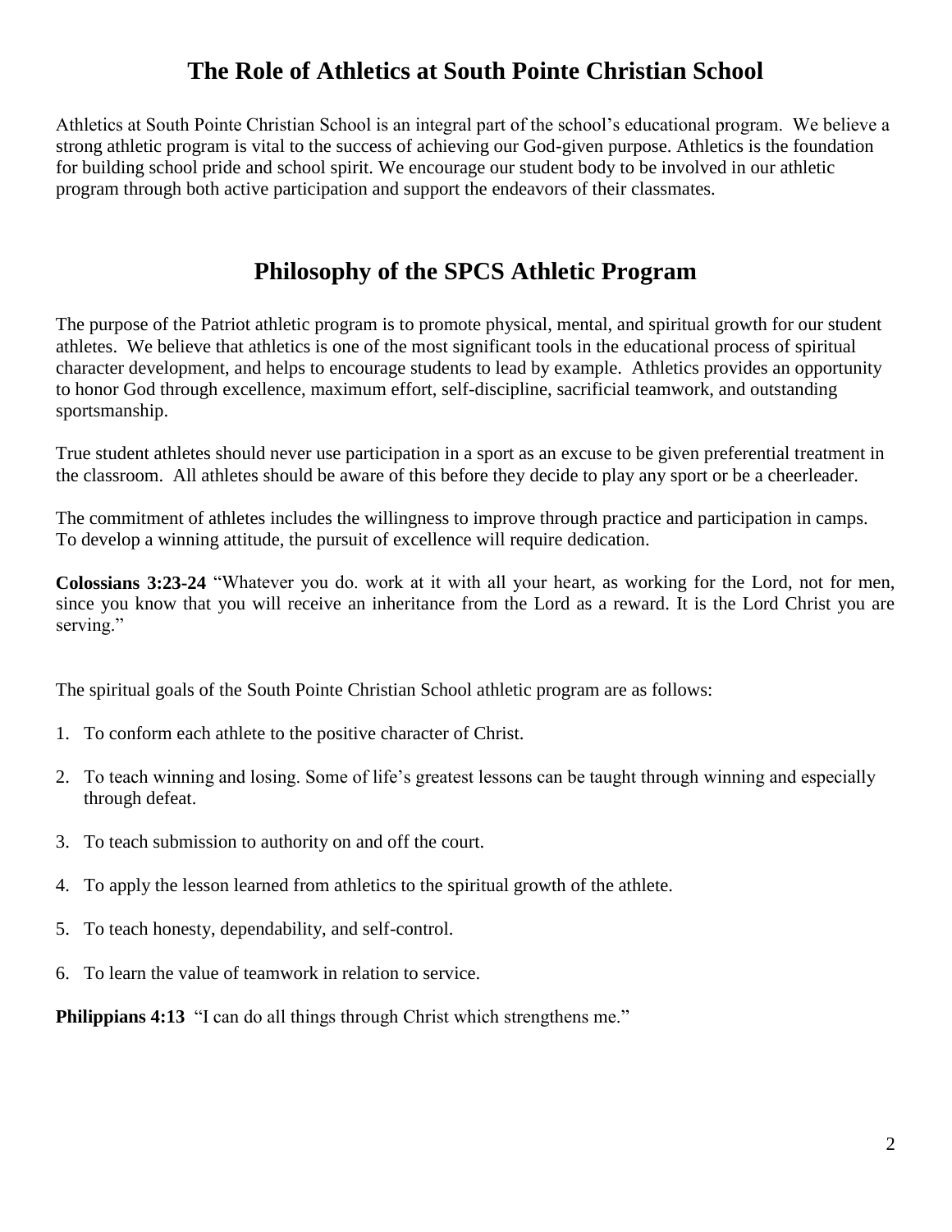## The Role of Athletics at South Pointe Christian School

Athletics at South Pointe Christian School is an integral part of the school's educational program. We believe a strong athletic program is vital to the success of achieving our God-given purpose. Athletics is the foundation for building school pride and school spirit. We encourage our student body to be involved in our athletic program through both active participation and support the endeavors of their classmates.

## Philosophy of the SPCS Athletic Program

The purpose of the Patriot athletic program is to promote physical, mental, and spiritual growth for our student athletes. We believe that athletics is one of the most significant tools in the educational process of spiritual character development, and helps to encourage students to lead by example. Athletics provides an opportunity to honor God through excellence, maximum effort, self-discipline, sacrificial teamwork, and outstanding sportsmanship.

True student athletes should never use participation in a sport as an excuse to be given preferential treatment in the classroom. All athletes should be aware of this before they decide to play any sport or be a cheerleader.

The commitment of athletes includes the willingness to improve through practice and participation in camps. To develop a winning attitude, the pursuit of excellence will require dedication.

**Colossians 3:23-24** "Whatever you do. work at it with all your heart, as working for the Lord, not for men, since you know that you will receive an inheritance from the Lord as a reward. It is the Lord Christ you are serving."

The spiritual goals of the South Pointe Christian School athletic program are as follows:

1. To conform each athlete to the positive character of Christ.
2. To teach winning and losing. Some of life's greatest lessons can be taught through winning and especially through defeat.
3. To teach submission to authority on and off the court.
4. To apply the lesson learned from athletics to the spiritual growth of the athlete.
5. To teach honesty, dependability, and self-control.
6. To learn the value of teamwork in relation to service.

**Philippians 4:13** "I can do all things through Christ which strengthens me."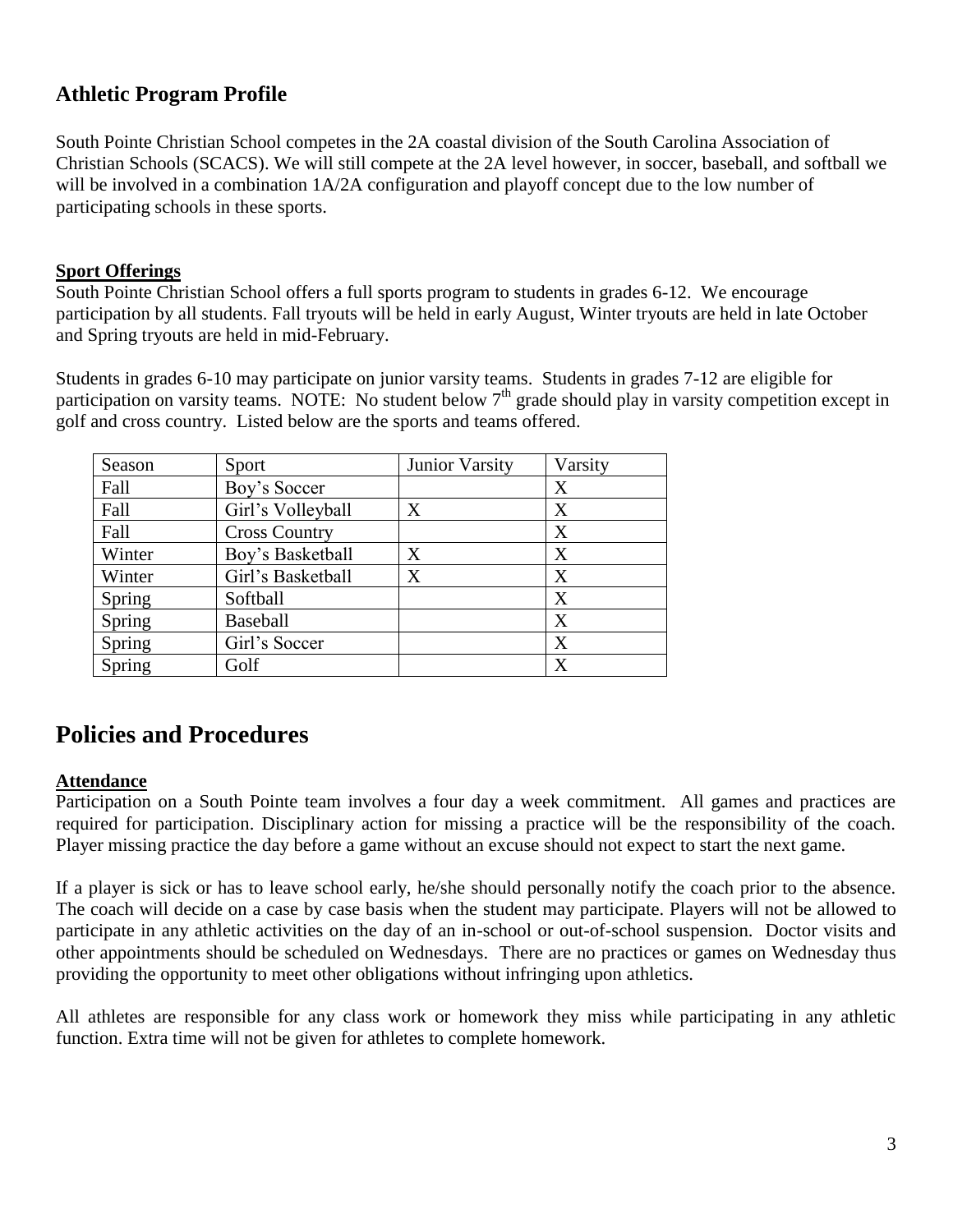## Athletic Program Profile

South Pointe Christian School competes in the 2A coastal division of the South Carolina Association of Christian Schools (SCACS). We will still compete at the 2A level however, in soccer, baseball, and softball we will be involved in a combination 1A/2A configuration and playoff concept due to the low number of participating schools in these sports.

### **Sport Offerings**

South Pointe Christian School offers a full sports program to students in grades 6-12. We encourage participation by all students. Fall tryouts will be held in early August, Winter tryouts are held in late October and Spring tryouts are held in mid-February.

Students in grades 6-10 may participate on junior varsity teams. Students in grades 7-12 are eligible for participation on varsity teams. NOTE: No student below 7th grade should play in varsity competition except in golf and cross country. Listed below are the sports and teams offered.

| Season | Sport | Junior Varsity | Varsity |
|---|---|---|---|
| Fall | Boy's Soccer | | X |
| Fall | Girl's Volleyball | X | X |
| Fall | Cross Country | | X |
| Winter | Boy's Basketball | X | X |
| Winter | Girl's Basketball | X | X |
| Spring | Softball | | X |
| Spring | Baseball | | X |
| Spring | Girl's Soccer | | X |
| Spring | Golf | | X |

# Policies and Procedures

### **Attendance**

Participation on a South Pointe team involves a four day a week commitment. All games and practices are required for participation. Disciplinary action for missing a practice will be the responsibility of the coach. Player missing practice the day before a game without an excuse should not expect to start the next game.

If a player is sick or has to leave school early, he/she should personally notify the coach prior to the absence. The coach will decide on a case by case basis when the student may participate. Players will not be allowed to participate in any athletic activities on the day of an in-school or out-of-school suspension. Doctor visits and other appointments should be scheduled on Wednesdays. There are no practices or games on Wednesday thus providing the opportunity to meet other obligations without infringing upon athletics.

All athletes are responsible for any class work or homework they miss while participating in any athletic function. Extra time will not be given for athletes to complete homework.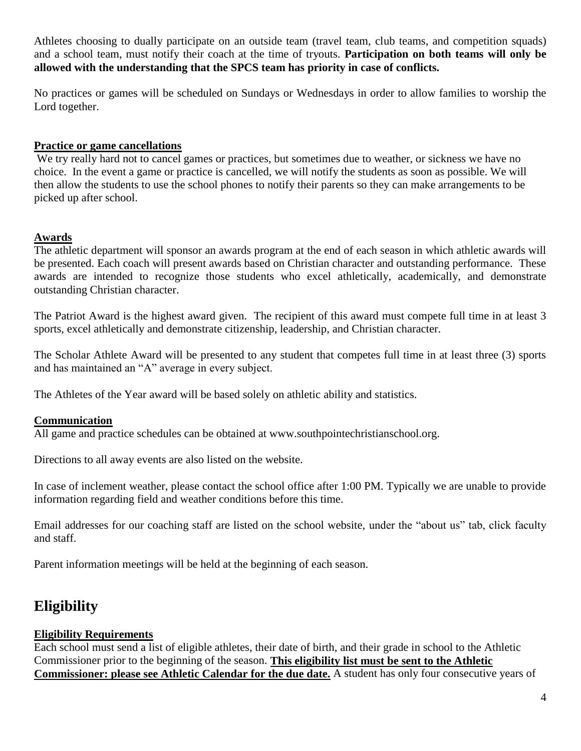Athletes choosing to dually participate on an outside team (travel team, club teams, and competition squads) and a school team, must notify their coach at the time of tryouts. **Participation on both teams will only be allowed with the understanding that the SPCS team has priority in case of conflicts.**

No practices or games will be scheduled on Sundays or Wednesdays in order to allow families to worship the Lord together.

**Practice or game cancellations**

We try really hard not to cancel games or practices, but sometimes due to weather, or sickness we have no choice. In the event a game or practice is cancelled, we will notify the students as soon as possible. We will then allow the students to use the school phones to notify their parents so they can make arrangements to be picked up after school.

**Awards**

The athletic department will sponsor an awards program at the end of each season in which athletic awards will be presented. Each coach will present awards based on Christian character and outstanding performance. These awards are intended to recognize those students who excel athletically, academically, and demonstrate outstanding Christian character.

The Patriot Award is the highest award given. The recipient of this award must compete full time in at least 3 sports, excel athletically and demonstrate citizenship, leadership, and Christian character.

The Scholar Athlete Award will be presented to any student that competes full time in at least three (3) sports and has maintained an "A" average in every subject.

The Athletes of the Year award will be based solely on athletic ability and statistics.

**Communication**

All game and practice schedules can be obtained at www.southpointechristianschool.org.

Directions to all away events are also listed on the website.

In case of inclement weather, please contact the school office after 1:00 PM. Typically we are unable to provide information regarding field and weather conditions before this time.

Email addresses for our coaching staff are listed on the school website, under the "about us" tab, click faculty and staff.

Parent information meetings will be held at the beginning of each season.

# Eligibility

**Eligibility Requirements**

Each school must send a list of eligible athletes, their date of birth, and their grade in school to the Athletic Commissioner prior to the beginning of the season. **This eligibility list must be sent to the Athletic Commissioner: please see Athletic Calendar for the due date.** A student has only four consecutive years of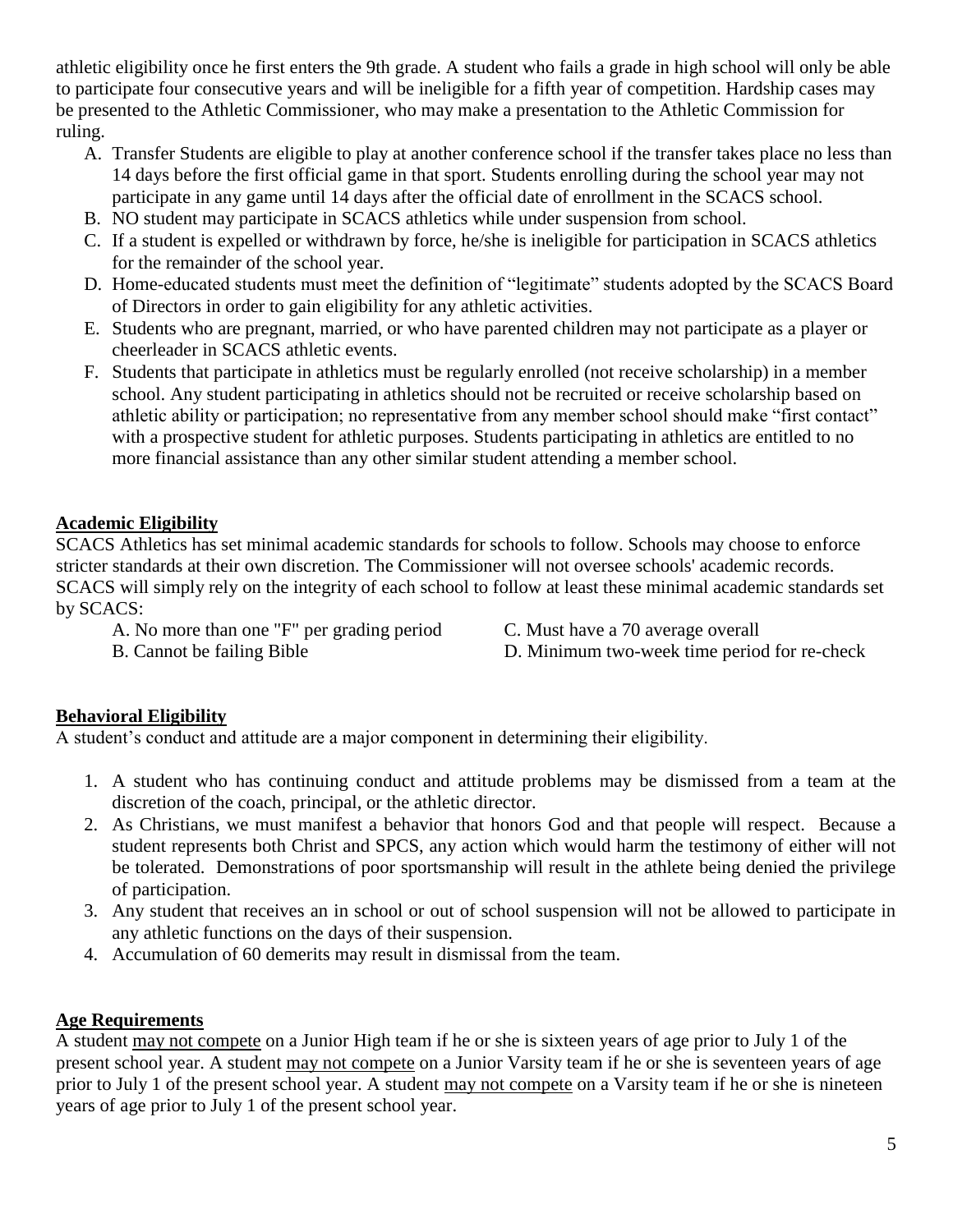athletic eligibility once he first enters the 9th grade. A student who fails a grade in high school will only be able to participate four consecutive years and will be ineligible for a fifth year of competition. Hardship cases may be presented to the Athletic Commissioner, who may make a presentation to the Athletic Commission for ruling.

A. Transfer Students are eligible to play at another conference school if the transfer takes place no less than 14 days before the first official game in that sport. Students enrolling during the school year may not participate in any game until 14 days after the official date of enrollment in the SCACS school.
B. NO student may participate in SCACS athletics while under suspension from school.
C. If a student is expelled or withdrawn by force, he/she is ineligible for participation in SCACS athletics for the remainder of the school year.
D. Home-educated students must meet the definition of "legitimate" students adopted by the SCACS Board of Directors in order to gain eligibility for any athletic activities.
E. Students who are pregnant, married, or who have parented children may not participate as a player or cheerleader in SCACS athletic events.
F. Students that participate in athletics must be regularly enrolled (not receive scholarship) in a member school. Any student participating in athletics should not be recruited or receive scholarship based on athletic ability or participation; no representative from any member school should make "first contact" with a prospective student for athletic purposes. Students participating in athletics are entitled to no more financial assistance than any other similar student attending a member school.

## Academic Eligibility

SCACS Athletics has set minimal academic standards for schools to follow. Schools may choose to enforce stricter standards at their own discretion. The Commissioner will not oversee schools' academic records. SCACS will simply rely on the integrity of each school to follow at least these minimal academic standards set by SCACS:

A. No more than one "F" per grading period
B. Cannot be failing Bible
C. Must have a 70 average overall
D. Minimum two-week time period for re-check

## Behavioral Eligibility

A student's conduct and attitude are a major component in determining their eligibility.

1. A student who has continuing conduct and attitude problems may be dismissed from a team at the discretion of the coach, principal, or the athletic director.
2. As Christians, we must manifest a behavior that honors God and that people will respect. Because a student represents both Christ and SPCS, any action which would harm the testimony of either will not be tolerated. Demonstrations of poor sportsmanship will result in the athlete being denied the privilege of participation.
3. Any student that receives an in school or out of school suspension will not be allowed to participate in any athletic functions on the days of their suspension.
4. Accumulation of 60 demerits may result in dismissal from the team.

## Age Requirements

A student may not compete on a Junior High team if he or she is sixteen years of age prior to July 1 of the present school year. A student may not compete on a Junior Varsity team if he or she is seventeen years of age prior to July 1 of the present school year. A student may not compete on a Varsity team if he or she is nineteen years of age prior to July 1 of the present school year.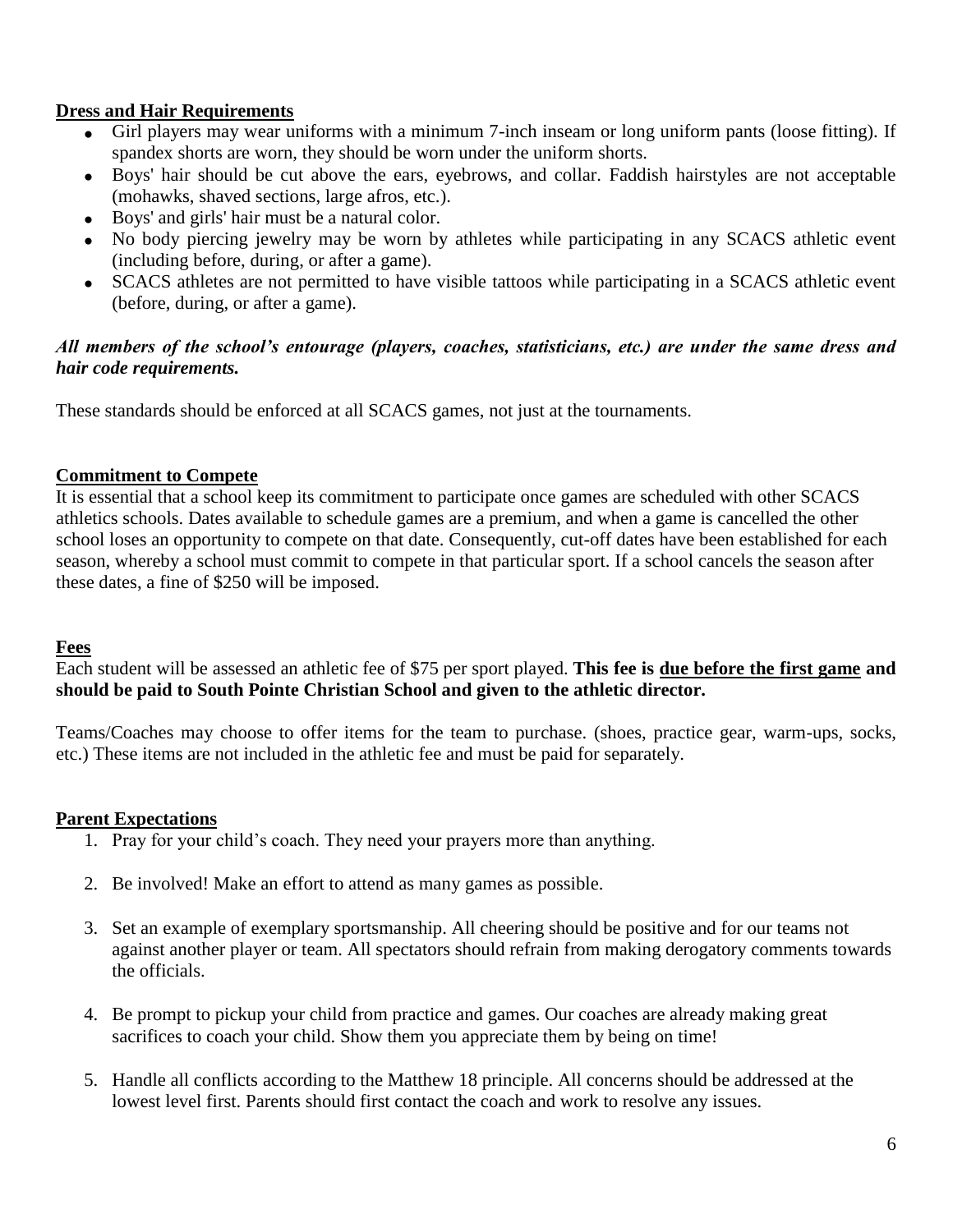## Dress and Hair Requirements

- Girl players may wear uniforms with a minimum 7-inch inseam or long uniform pants (loose fitting). If spandex shorts are worn, they should be worn under the uniform shorts.
- Boys' hair should be cut above the ears, eyebrows, and collar. Faddish hairstyles are not acceptable (mohawks, shaved sections, large afros, etc.).
- Boys' and girls' hair must be a natural color.
- No body piercing jewelry may be worn by athletes while participating in any SCACS athletic event (including before, during, or after a game).
- SCACS athletes are not permitted to have visible tattoos while participating in a SCACS athletic event (before, during, or after a game).

***All members of the school's entourage (players, coaches, statisticians, etc.) are under the same dress and hair code requirements.***

These standards should be enforced at all SCACS games, not just at the tournaments.

## Commitment to Compete

It is essential that a school keep its commitment to participate once games are scheduled with other SCACS athletics schools. Dates available to schedule games are a premium, and when a game is cancelled the other school loses an opportunity to compete on that date. Consequently, cut-off dates have been established for each season, whereby a school must commit to compete in that particular sport. If a school cancels the season after these dates, a fine of $250 will be imposed.

## Fees

Each student will be assessed an athletic fee of $75 per sport played. **This fee is <u>due before the first game</u> and should be paid to South Pointe Christian School and given to the athletic director.**

Teams/Coaches may choose to offer items for the team to purchase. (shoes, practice gear, warm-ups, socks, etc.) These items are not included in the athletic fee and must be paid for separately.

## Parent Expectations

1. Pray for your child's coach. They need your prayers more than anything.
2. Be involved! Make an effort to attend as many games as possible.
3. Set an example of exemplary sportsmanship. All cheering should be positive and for our teams not against another player or team. All spectators should refrain from making derogatory comments towards the officials.
4. Be prompt to pickup your child from practice and games. Our coaches are already making great sacrifices to coach your child. Show them you appreciate them by being on time!
5. Handle all conflicts according to the Matthew 18 principle. All concerns should be addressed at the lowest level first. Parents should first contact the coach and work to resolve any issues.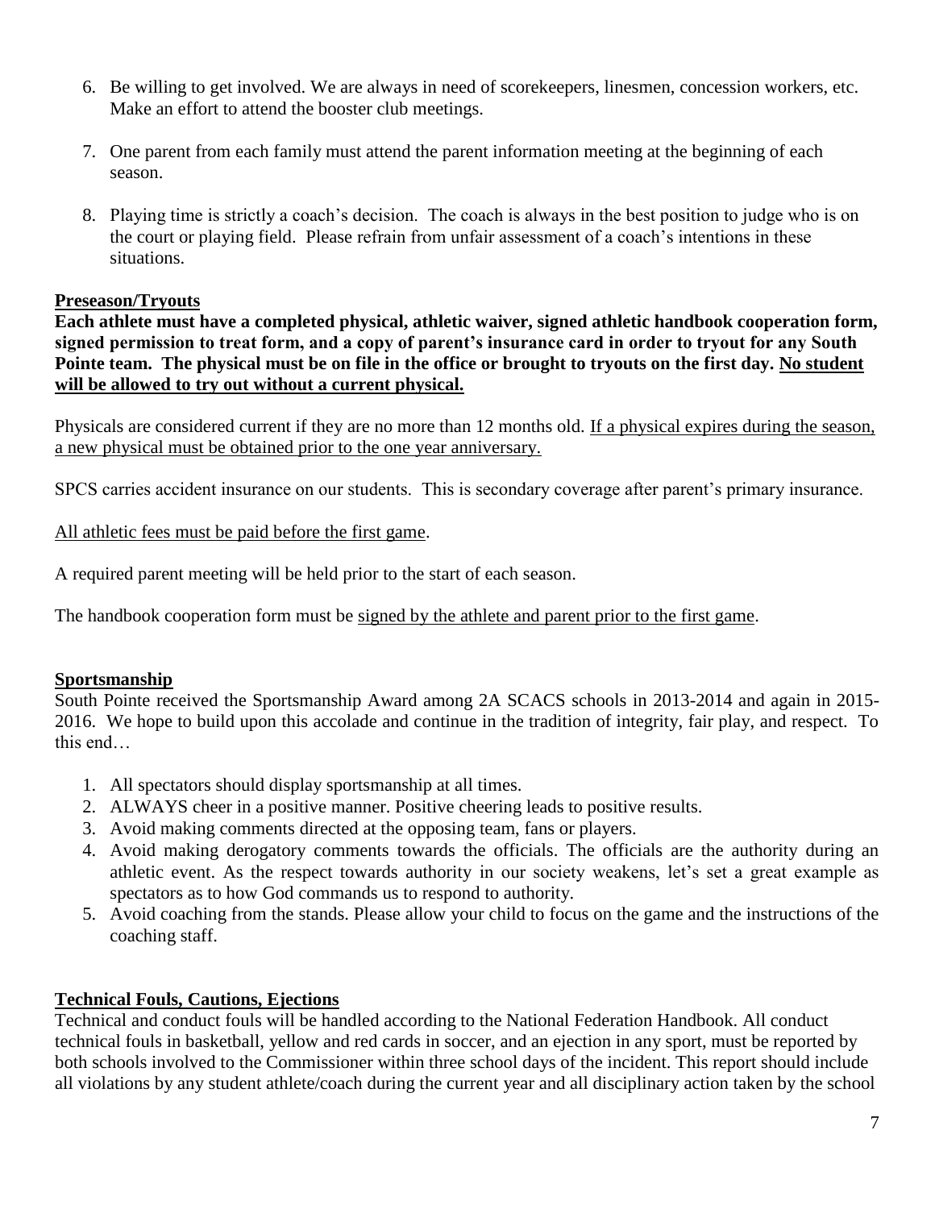6. Be willing to get involved. We are always in need of scorekeepers, linesmen, concession workers, etc. Make an effort to attend the booster club meetings.

7. One parent from each family must attend the parent information meeting at the beginning of each season.

8. Playing time is strictly a coach's decision. The coach is always in the best position to judge who is on the court or playing field. Please refrain from unfair assessment of a coach's intentions in these situations.

**Preseason/Tryouts**

**Each athlete must have a completed physical, athletic waiver, signed athletic handbook cooperation form, signed permission to treat form, and a copy of parent's insurance card in order to tryout for any South Pointe team. The physical must be on file in the office or brought to tryouts on the first day. No student will be allowed to try out without a current physical.**

Physicals are considered current if they are no more than 12 months old. If a physical expires during the season, a new physical must be obtained prior to the one year anniversary.

SPCS carries accident insurance on our students. This is secondary coverage after parent's primary insurance.

All athletic fees must be paid before the first game.

A required parent meeting will be held prior to the start of each season.

The handbook cooperation form must be signed by the athlete and parent prior to the first game.

**Sportsmanship**

South Pointe received the Sportsmanship Award among 2A SCACS schools in 2013-2014 and again in 2015-2016. We hope to build upon this accolade and continue in the tradition of integrity, fair play, and respect. To this end…

1. All spectators should display sportsmanship at all times.
2. ALWAYS cheer in a positive manner. Positive cheering leads to positive results.
3. Avoid making comments directed at the opposing team, fans or players.
4. Avoid making derogatory comments towards the officials. The officials are the authority during an athletic event. As the respect towards authority in our society weakens, let's set a great example as spectators as to how God commands us to respond to authority.
5. Avoid coaching from the stands. Please allow your child to focus on the game and the instructions of the coaching staff.

**Technical Fouls, Cautions, Ejections**

Technical and conduct fouls will be handled according to the National Federation Handbook. All conduct technical fouls in basketball, yellow and red cards in soccer, and an ejection in any sport, must be reported by both schools involved to the Commissioner within three school days of the incident. This report should include all violations by any student athlete/coach during the current year and all disciplinary action taken by the school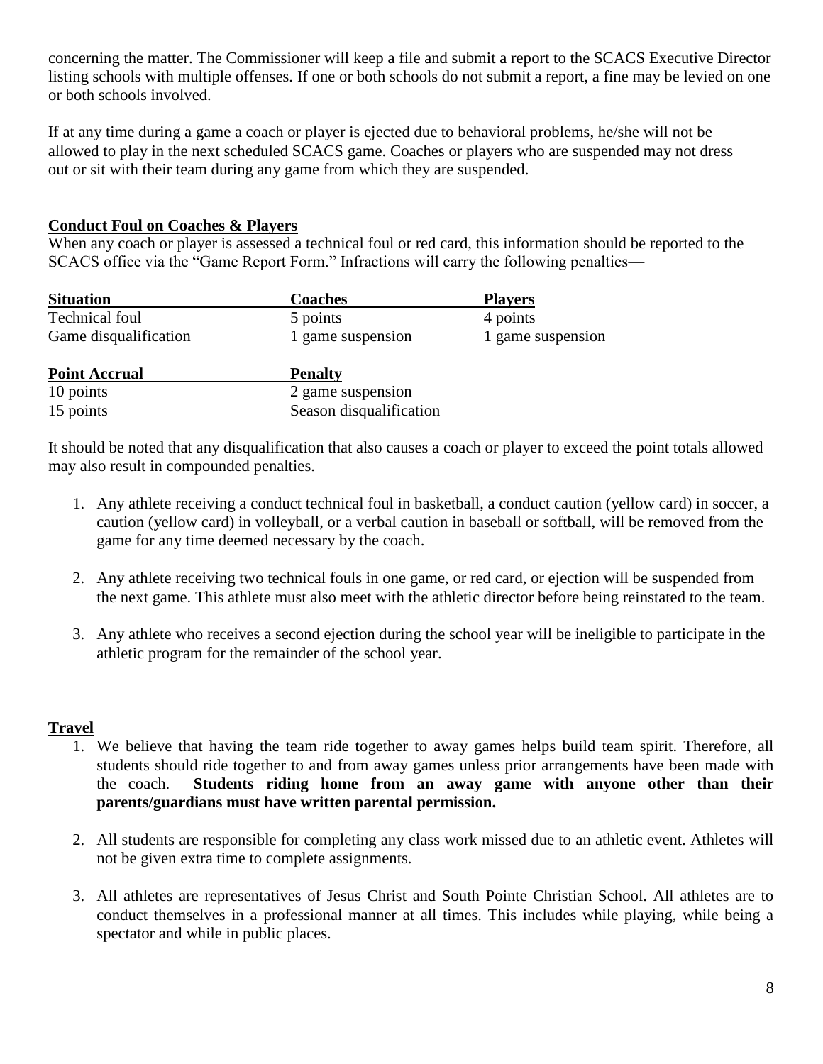concerning the matter. The Commissioner will keep a file and submit a report to the SCACS Executive Director listing schools with multiple offenses. If one or both schools do not submit a report, a fine may be levied on one or both schools involved.

If at any time during a game a coach or player is ejected due to behavioral problems, he/she will not be allowed to play in the next scheduled SCACS game. Coaches or players who are suspended may not dress out or sit with their team during any game from which they are suspended.

## Conduct Foul on Coaches & Players

When any coach or player is assessed a technical foul or red card, this information should be reported to the SCACS office via the "Game Report Form." Infractions will carry the following penalties—

| Situation | Coaches | Players |
|---|---|---|
| Technical foul | 5 points | 4 points |
| Game disqualification | 1 game suspension | 1 game suspension |

| Point Accrual | Penalty |
|---|---|
| 10 points | 2 game suspension |
| 15 points | Season disqualification |

It should be noted that any disqualification that also causes a coach or player to exceed the point totals allowed may also result in compounded penalties.

1. Any athlete receiving a conduct technical foul in basketball, a conduct caution (yellow card) in soccer, a caution (yellow card) in volleyball, or a verbal caution in baseball or softball, will be removed from the game for any time deemed necessary by the coach.

2. Any athlete receiving two technical fouls in one game, or red card, or ejection will be suspended from the next game. This athlete must also meet with the athletic director before being reinstated to the team.

3. Any athlete who receives a second ejection during the school year will be ineligible to participate in the athletic program for the remainder of the school year.

## Travel

1. We believe that having the team ride together to away games helps build team spirit. Therefore, all students should ride together to and from away games unless prior arrangements have been made with the coach. **Students riding home from an away game with anyone other than their parents/guardians must have written parental permission.**

2. All students are responsible for completing any class work missed due to an athletic event. Athletes will not be given extra time to complete assignments.

3. All athletes are representatives of Jesus Christ and South Pointe Christian School. All athletes are to conduct themselves in a professional manner at all times. This includes while playing, while being a spectator and while in public places.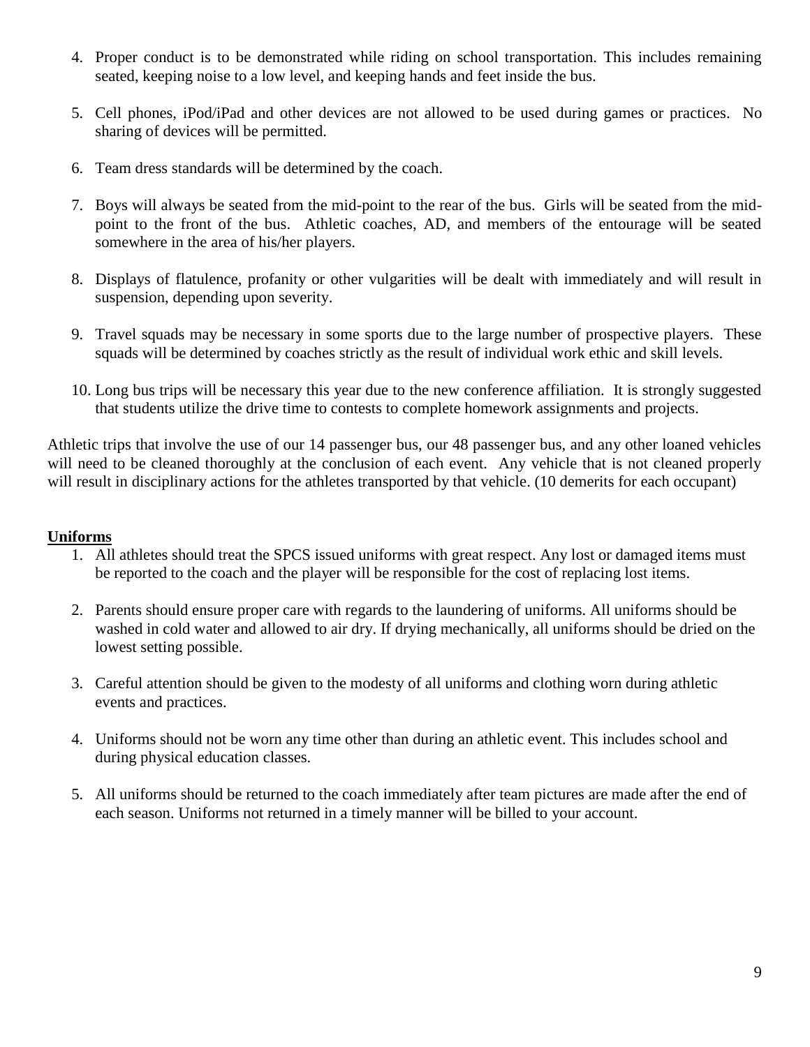4. Proper conduct is to be demonstrated while riding on school transportation. This includes remaining seated, keeping noise to a low level, and keeping hands and feet inside the bus.

5. Cell phones, iPod/iPad and other devices are not allowed to be used during games or practices. No sharing of devices will be permitted.

6. Team dress standards will be determined by the coach.

7. Boys will always be seated from the mid-point to the rear of the bus. Girls will be seated from the mid-point to the front of the bus. Athletic coaches, AD, and members of the entourage will be seated somewhere in the area of his/her players.

8. Displays of flatulence, profanity or other vulgarities will be dealt with immediately and will result in suspension, depending upon severity.

9. Travel squads may be necessary in some sports due to the large number of prospective players. These squads will be determined by coaches strictly as the result of individual work ethic and skill levels.

10. Long bus trips will be necessary this year due to the new conference affiliation. It is strongly suggested that students utilize the drive time to contests to complete homework assignments and projects.

Athletic trips that involve the use of our 14 passenger bus, our 48 passenger bus, and any other loaned vehicles will need to be cleaned thoroughly at the conclusion of each event. Any vehicle that is not cleaned properly will result in disciplinary actions for the athletes transported by that vehicle. (10 demerits for each occupant)

**Uniforms**

1. All athletes should treat the SPCS issued uniforms with great respect. Any lost or damaged items must be reported to the coach and the player will be responsible for the cost of replacing lost items.

2. Parents should ensure proper care with regards to the laundering of uniforms. All uniforms should be washed in cold water and allowed to air dry. If drying mechanically, all uniforms should be dried on the lowest setting possible.

3. Careful attention should be given to the modesty of all uniforms and clothing worn during athletic events and practices.

4. Uniforms should not be worn any time other than during an athletic event. This includes school and during physical education classes.

5. All uniforms should be returned to the coach immediately after team pictures are made after the end of each season. Uniforms not returned in a timely manner will be billed to your account.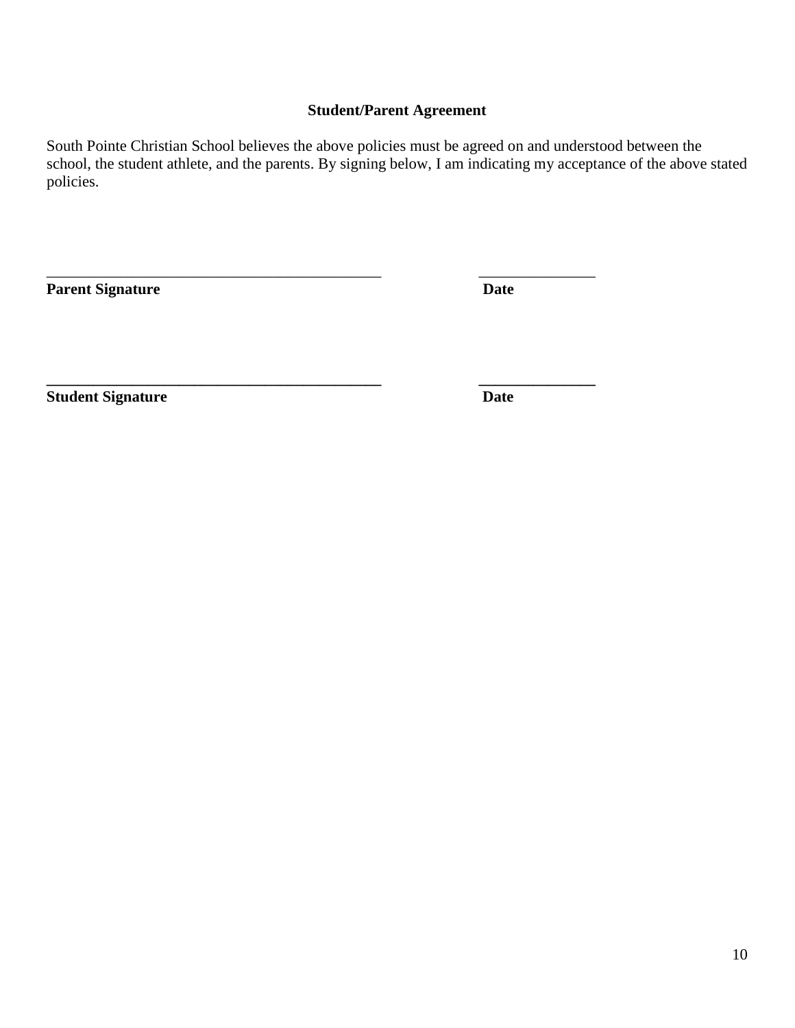**Student/Parent Agreement**

South Pointe Christian School believes the above policies must be agreed on and understood between the school, the student athlete, and the parents. By signing below, I am indicating my acceptance of the above stated policies.

_____________________________________________ _______________

**Parent Signature** **Date**

_____________________________________________ _______________

**Student Signature** **Date**